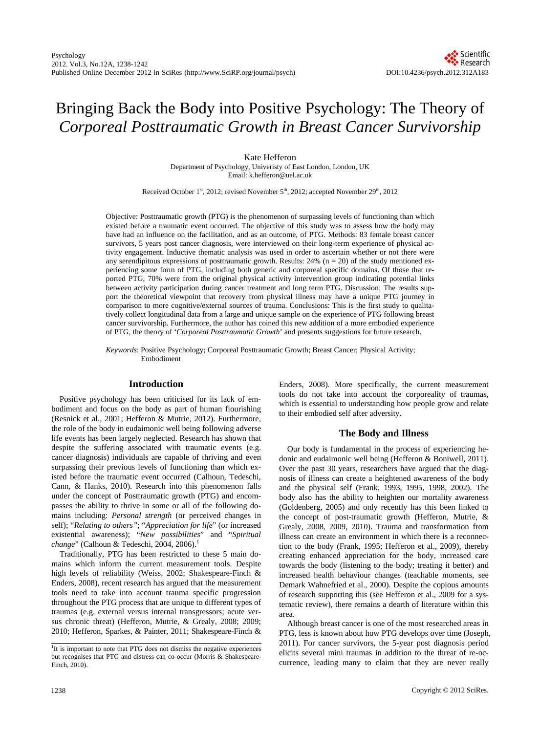# Bringing Back the Body into Positive Psychology: The Theory of *Corporeal Posttraumatic Growth in Breast Cancer Survivorship*

Kate Hefferon

Department of Psychology, Univeristy of East London, London, UK
Email: k.hefferon@uel.ac.uk

Received October 1st, 2012; revised November 5th, 2012; accepted November 29th, 2012

Objective: Posttraumatic growth (PTG) is the phenomenon of surpassing levels of functioning than which existed before a traumatic event occurred. The objective of this study was to assess how the body may have had an influence on the facilitation, and as an outcome, of PTG. Methods: 83 female breast cancer survivors, 5 years post cancer diagnosis, were interviewed on their long-term experience of physical activity engagement. Inductive thematic analysis was used in order to ascertain whether or not there were any serendipitous expressions of posttraumatic growth. Results: 24% (n = 20) of the study mentioned experiencing some form of PTG, including both generic and corporeal specific domains. Of those that reported PTG, 70% were from the original physical activity intervention group indicating potential links between activity participation during cancer treatment and long term PTG. Discussion: The results support the theoretical viewpoint that recovery from physical illness may have a unique PTG journey in comparison to more cognitive/external sources of trauma. Conclusions: This is the first study to qualitatively collect longitudinal data from a large and unique sample on the experience of PTG following breast cancer survivorship. Furthermore, the author has coined this new addition of a more embodied experience of PTG, the theory of '*Corporeal Posttraumatic Growth*' and presents suggestions for future research.

*Keywords*: Positive Psychology; Corporeal Posttraumatic Growth; Breast Cancer; Physical Activity; Embodiment

## Introduction

Positive psychology has been criticised for its lack of embodiment and focus on the body as part of human flourishing (Resnick et al., 2001; Hefferon & Mutrie, 2012). Furthermore, the role of the body in eudaimonic well being following adverse life events has been largely neglected. Research has shown that despite the suffering associated with traumatic events (e.g. cancer diagnosis) individuals are capable of thriving and even surpassing their previous levels of functioning than which existed before the traumatic event occurred (Calhoun, Tedeschi, Cann, & Hanks, 2010). Research into this phenomenon falls under the concept of Posttraumatic growth (PTG) and encompasses the ability to thrive in some or all of the following domains including: *Personal strength* (or perceived changes in self); "*Relating to others*"; "*Appreciation for life*" (or increased existential awareness); "*New possibilities*" and "*Spiritual change*" (Calhoun & Tedeschi, 2004, 2006).[1]

Traditionally, PTG has been restricted to these 5 main domains which inform the current measurement tools. Despite high levels of reliability (Weiss, 2002; Shakespeare-Finch & Enders, 2008), recent research has argued that the measurement tools need to take into account trauma specific progression throughout the PTG process that are unique to different types of traumas (e.g. external versus internal transgressors; acute versus chronic threat) (Hefferon, Mutrie, & Grealy, 2008; 2009; 2010; Hefferon, Sparkes, & Painter, 2011; Shakespeare-Finch & Enders, 2008). More specifically, the current measurement tools do not take into account the corporeality of traumas, which is essential to understanding how people grow and relate to their embodied self after adversity.

## The Body and Illness

Our body is fundamental in the process of experiencing hedonic and eudaimonic well being (Hefferon & Boniwell, 2011). Over the past 30 years, researchers have argued that the diagnosis of illness can create a heightened awareness of the body and the physical self (Frank, 1993, 1995, 1998, 2002). The body also has the ability to heighten our mortality awareness (Goldenberg, 2005) and only recently has this been linked to the concept of post-traumatic growth (Hefferon, Mutrie, & Grealy, 2008, 2009, 2010). Trauma and transformation from illness can create an environment in which there is a reconnection to the body (Frank, 1995; Hefferon et al., 2009), thereby creating enhanced appreciation for the body, increased care towards the body (listening to the body; treating it better) and increased health behaviour changes (teachable moments, see Demark Wahnefried et al., 2000). Despite the copious amounts of research supporting this (see Hefferon et al., 2009 for a systematic review), there remains a dearth of literature within this area.

Although breast cancer is one of the most researched areas in PTG, less is known about how PTG develops over time (Joseph, 2011). For cancer survivors, the 5-year post diagnosis period elicits several mini traumas in addition to the threat of re-occurrence, leading many to claim that they are never really

[1]It is important to note that PTG does not dismiss the negative experiences but recognises that PTG and distress can co-occur (Morris & Shakespeare-Finch, 2010).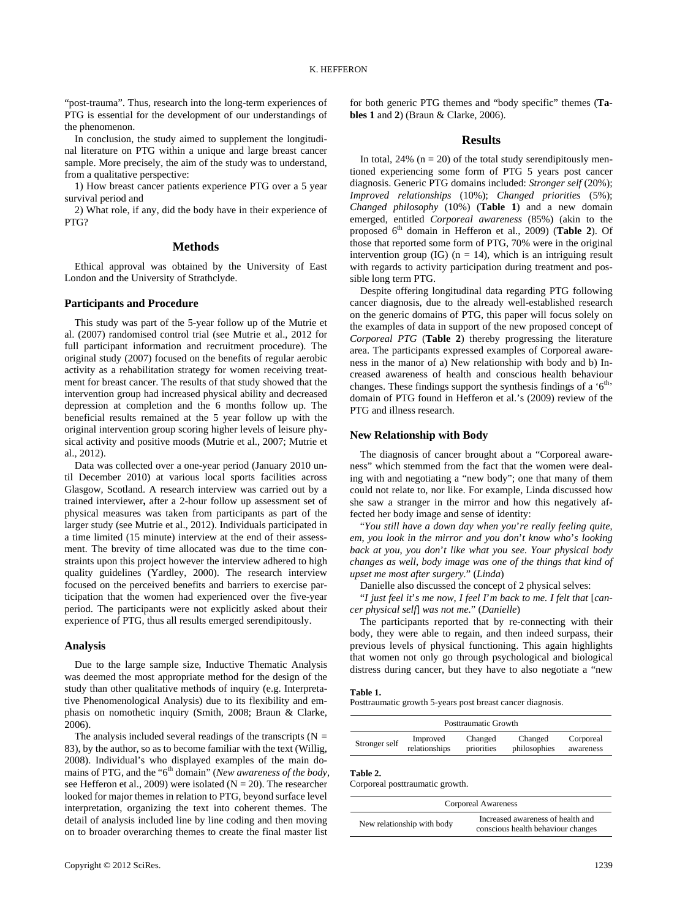"post-trauma". Thus, research into the long-term experiences of PTG is essential for the development of our understandings of the phenomenon.

In conclusion, the study aimed to supplement the longitudinal literature on PTG within a unique and large breast cancer sample. More precisely, the aim of the study was to understand, from a qualitative perspective:

1) How breast cancer patients experience PTG over a 5 year survival period and

2) What role, if any, did the body have in their experience of PTG?

## Methods

Ethical approval was obtained by the University of East London and the University of Strathclyde.

### Participants and Procedure

This study was part of the 5-year follow up of the Mutrie et al. (2007) randomised control trial (see Mutrie et al., 2012 for full participant information and recruitment procedure). The original study (2007) focused on the benefits of regular aerobic activity as a rehabilitation strategy for women receiving treatment for breast cancer. The results of that study showed that the intervention group had increased physical ability and decreased depression at completion and the 6 months follow up. The beneficial results remained at the 5 year follow up with the original intervention group scoring higher levels of leisure physical activity and positive moods (Mutrie et al., 2007; Mutrie et al., 2012).

Data was collected over a one-year period (January 2010 until December 2010) at various local sports facilities across Glasgow, Scotland. A research interview was carried out by a trained interviewer**,** after a 2-hour follow up assessment set of physical measures was taken from participants as part of the larger study (see Mutrie et al., 2012). Individuals participated in a time limited (15 minute) interview at the end of their assessment. The brevity of time allocated was due to the time constraints upon this project however the interview adhered to high quality guidelines (Yardley, 2000). The research interview focused on the perceived benefits and barriers to exercise participation that the women had experienced over the five-year period. The participants were not explicitly asked about their experience of PTG, thus all results emerged serendipitously.

### Analysis

Due to the large sample size, Inductive Thematic Analysis was deemed the most appropriate method for the design of the study than other qualitative methods of inquiry (e.g. Interpretative Phenomenological Analysis) due to its flexibility and emphasis on nomothetic inquiry (Smith, 2008; Braun & Clarke, 2006).

The analysis included several readings of the transcripts (N = 83), by the author, so as to become familiar with the text (Willig, 2008). Individual's who displayed examples of the main domains of PTG, and the "6th domain" (*New awareness of the body*, see Hefferon et al., 2009) were isolated (N = 20). The researcher looked for major themes in relation to PTG, beyond surface level interpretation, organizing the text into coherent themes. The detail of analysis included line by line coding and then moving on to broader overarching themes to create the final master list for both generic PTG themes and "body specific" themes (**Tables 1** and **2**) (Braun & Clarke, 2006).

## Results

In total, 24% (n = 20) of the total study serendipitously mentioned experiencing some form of PTG 5 years post cancer diagnosis. Generic PTG domains included: *Stronger self* (20%); *Improved relationships* (10%); *Changed priorities* (5%); *Changed philosophy* (10%) (**Table 1**) and a new domain emerged, entitled *Corporeal awareness* (85%) (akin to the proposed 6th domain in Hefferon et al., 2009) (**Table 2**). Of those that reported some form of PTG, 70% were in the original intervention group (IG) (n = 14), which is an intriguing result with regards to activity participation during treatment and possible long term PTG.

Despite offering longitudinal data regarding PTG following cancer diagnosis, due to the already well-established research on the generic domains of PTG, this paper will focus solely on the examples of data in support of the new proposed concept of *Corporeal PTG* (**Table 2**) thereby progressing the literature area. The participants expressed examples of Corporeal awareness in the manor of a) New relationship with body and b) Increased awareness of health and conscious health behaviour changes. These findings support the synthesis findings of a '6th' domain of PTG found in Hefferon et al.'s (2009) review of the PTG and illness research.

### New Relationship with Body

The diagnosis of cancer brought about a "Corporeal awareness" which stemmed from the fact that the women were dealing with and negotiating a "new body"; one that many of them could not relate to, nor like. For example, Linda discussed how she saw a stranger in the mirror and how this negatively affected her body image and sense of identity:

"*You still have a down day when you're really feeling quite, em, you look in the mirror and you don't know who's looking back at you, you don't like what you see. Your physical body changes as well, body image was one of the things that kind of upset me most after surgery.*" (*Linda*)

Danielle also discussed the concept of 2 physical selves:

"*I just feel it's me now, I feel I'm back to me. I felt that* [*cancer physical self*] *was not me.*" (*Danielle*)

The participants reported that by re-connecting with their body, they were able to regain, and then indeed surpass, their previous levels of physical functioning. This again highlights that women not only go through psychological and biological distress during cancer, but they have to also negotiate a "new

**Table 1.**
Posttraumatic growth 5-years post breast cancer diagnosis.

| Posttraumatic Growth | | | | |
|---|---|---|---|---|
| Stronger self | Improved relationships | Changed priorities | Changed philosophies | Corporeal awareness |

**Table 2.**
Corporeal posttraumatic growth.

| Corporeal Awareness | |
|---|---|
| New relationship with body | Increased awareness of health and conscious health behaviour changes |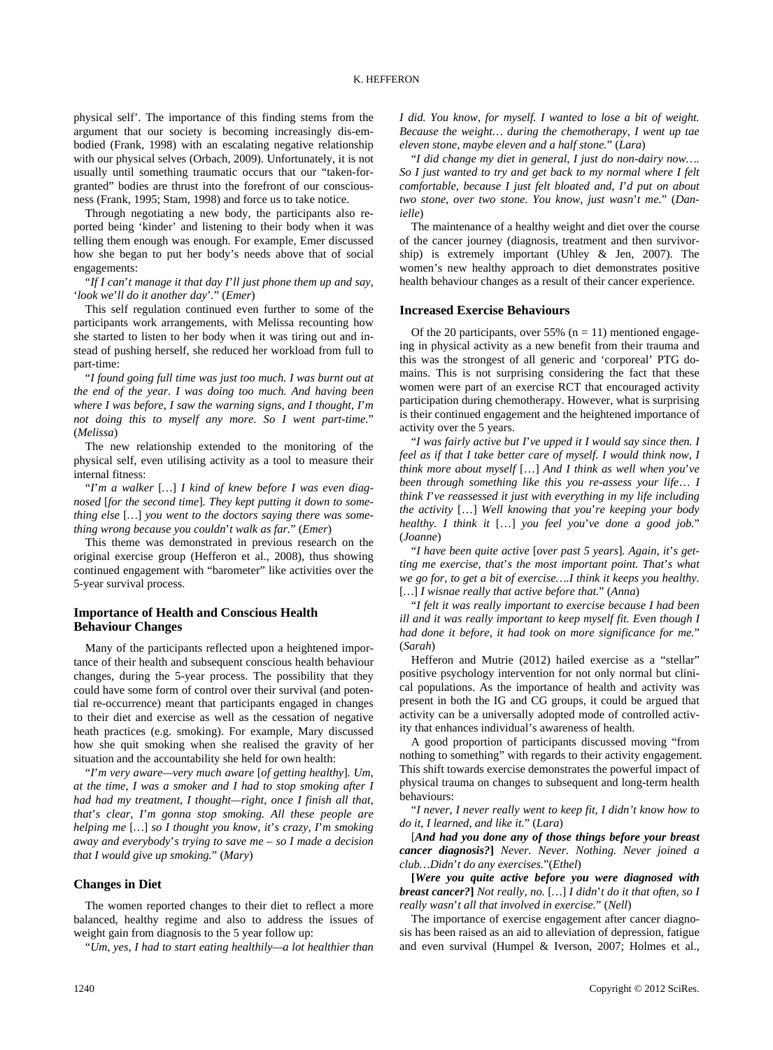physical self'. The importance of this finding stems from the argument that our society is becoming increasingly dis-embodied (Frank, 1998) with an escalating negative relationship with our physical selves (Orbach, 2009). Unfortunately, it is not usually until something traumatic occurs that our "taken-for-granted" bodies are thrust into the forefront of our consciousness (Frank, 1995; Stam, 1998) and force us to take notice.

Through negotiating a new body, the participants also reported being 'kinder' and listening to their body when it was telling them enough was enough. For example, Emer discussed how she began to put her body's needs above that of social engagements:

"*If I can't manage it that day I'll just phone them up and say, 'look we'll do it another day'.*" (*Emer*)

This self regulation continued even further to some of the participants work arrangements, with Melissa recounting how she started to listen to her body when it was tiring out and instead of pushing herself, she reduced her workload from full to part-time:

"*I found going full time was just too much. I was burnt out at the end of the year. I was doing too much. And having been where I was before, I saw the warning signs, and I thought, I'm not doing this to myself any more. So I went part-time.*" (*Melissa*)

The new relationship extended to the monitoring of the physical self, even utilising activity as a tool to measure their internal fitness:

"*I'm a walker* […] *I kind of knew before I was even diagnosed* [*for the second time*]*. They kept putting it down to something else* […] *you went to the doctors saying there was something wrong because you couldn't walk as far.*" (*Emer*)

This theme was demonstrated in previous research on the original exercise group (Hefferon et al., 2008), thus showing continued engagement with "barometer" like activities over the 5-year survival process.

### Importance of Health and Conscious Health Behaviour Changes

Many of the participants reflected upon a heightened importance of their health and subsequent conscious health behaviour changes, during the 5-year process. The possibility that they could have some form of control over their survival (and potential re-occurrence) meant that participants engaged in changes to their diet and exercise as well as the cessation of negative heath practices (e.g. smoking). For example, Mary discussed how she quit smoking when she realised the gravity of her situation and the accountability she held for own health:

"*I'm very aware—very much aware* [*of getting healthy*]*. Um, at the time, I was a smoker and I had to stop smoking after I had had my treatment, I thought—right, once I finish all that, that's clear, I'm gonna stop smoking. All these people are helping me* […] *so I thought you know, it's crazy, I'm smoking away and everybody's trying to save me – so I made a decision that I would give up smoking.*" (*Mary*)

### Changes in Diet

The women reported changes to their diet to reflect a more balanced, healthy regime and also to address the issues of weight gain from diagnosis to the 5 year follow up:

"*Um, yes, I had to start eating healthily—a lot healthier than I did. You know, for myself. I wanted to lose a bit of weight. Because the weight… during the chemotherapy, I went up tae eleven stone, maybe eleven and a half stone.*" (*Lara*)

"*I did change my diet in general, I just do non-dairy now…. So I just wanted to try and get back to my normal where I felt comfortable, because I just felt bloated and, I'd put on about two stone, over two stone. You know, just wasn't me.*" (*Danielle*)

The maintenance of a healthy weight and diet over the course of the cancer journey (diagnosis, treatment and then survivorship) is extremely important (Uhley & Jen, 2007). The women's new healthy approach to diet demonstrates positive health behaviour changes as a result of their cancer experience.

### Increased Exercise Behaviours

Of the 20 participants, over 55% (n = 11) mentioned engageing in physical activity as a new benefit from their trauma and this was the strongest of all generic and 'corporeal' PTG domains. This is not surprising considering the fact that these women were part of an exercise RCT that encouraged activity participation during chemotherapy. However, what is surprising is their continued engagement and the heightened importance of activity over the 5 years.

"*I was fairly active but I've upped it I would say since then. I feel as if that I take better care of myself. I would think now, I think more about myself* […] *And I think as well when you've been through something like this you re-assess your life… I think I've reassessed it just with everything in my life including the activity* […] *Well knowing that you're keeping your body healthy. I think it* […] *you feel you've done a good job.*" (*Joanne*)

"*I have been quite active* [*over past 5 years*]*. Again, it's getting me exercise, that's the most important point. That's what we go for, to get a bit of exercise….I think it keeps you healthy.* […] *I wisnae really that active before that.*" (*Anna*)

"*I felt it was really important to exercise because I had been ill and it was really important to keep myself fit. Even though I had done it before, it had took on more significance for me.*" (*Sarah*)

Hefferon and Mutrie (2012) hailed exercise as a "stellar" positive psychology intervention for not only normal but clinical populations. As the importance of health and activity was present in both the IG and CG groups, it could be argued that activity can be a universally adopted mode of controlled activity that enhances individual's awareness of health.

A good proportion of participants discussed moving "from nothing to something" with regards to their activity engagement. This shift towards exercise demonstrates the powerful impact of physical trauma on changes to subsequent and long-term health behaviours:

"*I never, I never really went to keep fit, I didn't know how to do it, I learned, and like it.*" (*Lara*)

[***And had you done any of those things before your breast cancer diagnosis?***] *Never. Never. Nothing. Never joined a club…Didn't do any exercises.*"(*Ethel*)

[***Were you quite active before you were diagnosed with breast cancer?***] *Not really, no.* […] *I didn't do it that often, so I really wasn't all that involved in exercise.*" (*Nell*)

The importance of exercise engagement after cancer diagnosis has been raised as an aid to alleviation of depression, fatigue and even survival (Humpel & Iverson, 2007; Holmes et al.,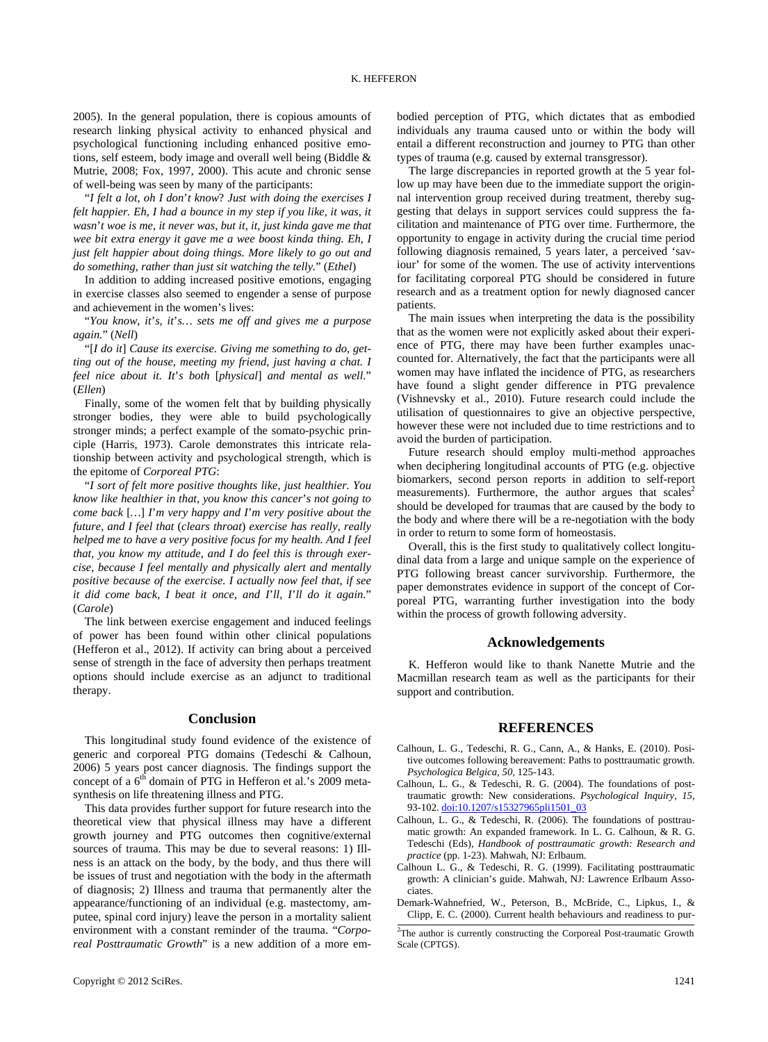2005). In the general population, there is copious amounts of research linking physical activity to enhanced physical and psychological functioning including enhanced positive emotions, self esteem, body image and overall well being (Biddle & Mutrie, 2008; Fox, 1997, 2000). This acute and chronic sense of well-being was seen by many of the participants:

"*I felt a lot, oh I don't know? Just with doing the exercises I felt happier. Eh, I had a bounce in my step if you like, it was, it wasn't woe is me, it never was, but it, it, just kinda gave me that wee bit extra energy it gave me a wee boost kinda thing. Eh, I just felt happier about doing things. More likely to go out and do something, rather than just sit watching the telly.*" (*Ethel*)

In addition to adding increased positive emotions, engaging in exercise classes also seemed to engender a sense of purpose and achievement in the women's lives:

"*You know, it's, it's… sets me off and gives me a purpose again.*" (*Nell*)

"[*I do it*] *Cause its exercise. Giving me something to do, getting out of the house, meeting my friend, just having a chat. I feel nice about it. It's both* [*physical*] *and mental as well.*" (*Ellen*)

Finally, some of the women felt that by building physically stronger bodies, they were able to build psychologically stronger minds; a perfect example of the somato-psychic principle (Harris, 1973). Carole demonstrates this intricate relationship between activity and psychological strength, which is the epitome of *Corporeal PTG*:

"*I sort of felt more positive thoughts like, just healthier. You know like healthier in that, you know this cancer's not going to come back* […] *I'm very happy and I'm very positive about the future, and I feel that* (*clears throat*) *exercise has really, really helped me to have a very positive focus for my health. And I feel that, you know my attitude, and I do feel this is through exercise, because I feel mentally and physically alert and mentally positive because of the exercise. I actually now feel that, if see it did come back, I beat it once, and I'll, I'll do it again.*" (*Carole*)

The link between exercise engagement and induced feelings of power has been found within other clinical populations (Hefferon et al., 2012). If activity can bring about a perceived sense of strength in the face of adversity then perhaps treatment options should include exercise as an adjunct to traditional therapy.

## Conclusion

This longitudinal study found evidence of the existence of generic and corporeal PTG domains (Tedeschi & Calhoun, 2006) 5 years post cancer diagnosis. The findings support the concept of a 6th domain of PTG in Hefferon et al.'s 2009 meta-synthesis on life threatening illness and PTG.

This data provides further support for future research into the theoretical view that physical illness may have a different growth journey and PTG outcomes then cognitive/external sources of trauma. This may be due to several reasons: 1) Illness is an attack on the body, by the body, and thus there will be issues of trust and negotiation with the body in the aftermath of diagnosis; 2) Illness and trauma that permanently alter the appearance/functioning of an individual (e.g. mastectomy, amputee, spinal cord injury) leave the person in a mortality salient environment with a constant reminder of the trauma. "*Corporeal Posttraumatic Growth*" is a new addition of a more embodied perception of PTG, which dictates that as embodied individuals any trauma caused unto or within the body will entail a different reconstruction and journey to PTG than other types of trauma (e.g. caused by external transgressor).

The large discrepancies in reported growth at the 5 year follow up may have been due to the immediate support the original intervention group received during treatment, thereby suggesting that delays in support services could suppress the facilitation and maintenance of PTG over time. Furthermore, the opportunity to engage in activity during the crucial time period following diagnosis remained, 5 years later, a perceived 'saviour' for some of the women. The use of activity interventions for facilitating corporeal PTG should be considered in future research and as a treatment option for newly diagnosed cancer patients.

The main issues when interpreting the data is the possibility that as the women were not explicitly asked about their experience of PTG, there may have been further examples unaccounted for. Alternatively, the fact that the participants were all women may have inflated the incidence of PTG, as researchers have found a slight gender difference in PTG prevalence (Vishnevsky et al., 2010). Future research could include the utilisation of questionnaires to give an objective perspective, however these were not included due to time restrictions and to avoid the burden of participation.

Future research should employ multi-method approaches when deciphering longitudinal accounts of PTG (e.g. objective biomarkers, second person reports in addition to self-report measurements). Furthermore, the author argues that scales[2] should be developed for traumas that are caused by the body to the body and where there will be a re-negotiation with the body in order to return to some form of homeostasis.

Overall, this is the first study to qualitatively collect longitudinal data from a large and unique sample on the experience of PTG following breast cancer survivorship. Furthermore, the paper demonstrates evidence in support of the concept of Corporeal PTG, warranting further investigation into the body within the process of growth following adversity.

## Acknowledgements

K. Hefferon would like to thank Nanette Mutrie and the Macmillan research team as well as the participants for their support and contribution.

## REFERENCES

Calhoun, L. G., Tedeschi, R. G., Cann, A., & Hanks, E. (2010). Positive outcomes following bereavement: Paths to posttraumatic growth. *Psychologica Belgica, 50,* 125-143.

Calhoun, L. G., & Tedeschi, R. G. (2004). The foundations of posttraumatic growth: New considerations. *Psychological Inquiry*, *15,* 93-102. doi:10.1207/s15327965pli1501_03

Calhoun, L. G., & Tedeschi, R. (2006). The foundations of posttraumatic growth: An expanded framework. In L. G. Calhoun, & R. G. Tedeschi (Eds), *Handbook of posttraumatic growth: Research and practice* (pp. 1-23). Mahwah, NJ: Erlbaum.

Calhoun L. G., & Tedeschi, R. G. (1999). Facilitating posttraumatic growth: A clinician's guide. Mahwah, NJ: Lawrence Erlbaum Associates.

Demark-Wahnefried, W., Peterson, B., McBride, C., Lipkus, I., & Clipp, E. C. (2000). Current health behaviours and readiness to pur-

[2] The author is currently constructing the Corporeal Post-traumatic Growth Scale (CPTGS).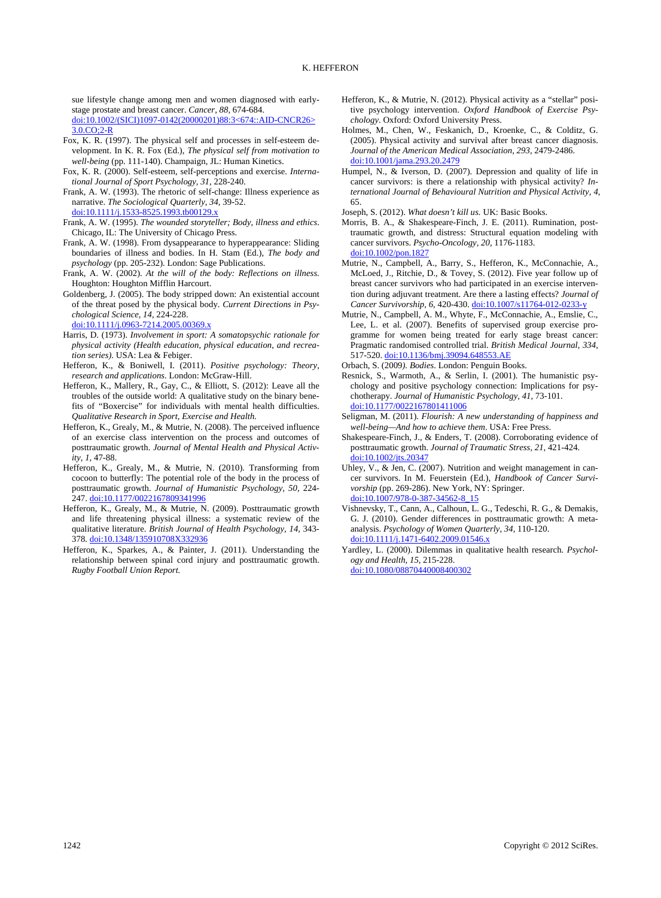sue lifestyle change among men and women diagnosed with early-stage prostate and breast cancer. *Cancer*, *88*, 674-684. doi:10.1002/(SICI)1097-0142(20000201)88:3<674::AID-CNCR26>3.0.CO;2-R

Fox, K. R. (1997). The physical self and processes in self-esteem development. In K. R. Fox (Ed.), *The physical self from motivation to well-being* (pp. 111-140). Champaign, JL: Human Kinetics.

Fox, K. R. (2000). Self-esteem, self-perceptions and exercise. *International Journal of Sport Psychology, 31*, 228-240.

Frank, A. W. (1993). The rhetoric of self-change: Illness experience as narrative. *The Sociological Quarterly*, *34,* 39-52. doi:10.1111/j.1533-8525.1993.tb00129.x

Frank, A. W. (1995). *The wounded storyteller; Body, illness and ethics*. Chicago, IL: The University of Chicago Press.

Frank, A. W. (1998). From dysappearance to hyperappearance: Sliding boundaries of illness and bodies. In H. Stam (Ed.), *The body and psychology* (pp. 205-232). London: Sage Publications.

Frank, A. W. (2002). *At the will of the body: Reflections on illness.* Houghton: Houghton Mifflin Harcourt.

Goldenberg, J. (2005). The body stripped down: An existential account of the threat posed by the physical body. *Current Directions in Psychological Science*, *14*, 224-228. doi:10.1111/j.0963-7214.2005.00369.x

Harris, D. (1973). *Involvement in sport: A somatopsychic rationale for physical activity (Health education, physical education, and recreation series)*. USA: Lea & Febiger.

Hefferon, K., & Boniwell, I. (2011). *Positive psychology: Theory, research and applications*. London: McGraw-Hill.

Hefferon, K., Mallery, R., Gay, C., & Elliott, S. (2012): Leave all the troubles of the outside world: A qualitative study on the binary benefits of "Boxercise" for individuals with mental health difficulties. *Qualitative Research in Sport, Exercise and Health.*

Hefferon, K., Grealy, M., & Mutrie, N. (2008). The perceived influence of an exercise class intervention on the process and outcomes of posttraumatic growth. *Journal of Mental Health and Physical Activity*, *1*, 47-88.

Hefferon, K., Grealy, M., & Mutrie, N. (2010). Transforming from cocoon to butterfly: The potential role of the body in the process of posttraumatic growth. *Journal of Humanistic Psychology*, *50,* 224-247. doi:10.1177/0022167809341996

Hefferon, K., Grealy, M., & Mutrie, N. (2009). Posttraumatic growth and life threatening physical illness: a systematic review of the qualitative literature. *British Journal of Health Psychology*, *14,* 343-378. doi:10.1348/135910708X332936

Hefferon, K., Sparkes, A., & Painter, J. (2011). Understanding the relationship between spinal cord injury and posttraumatic growth. *Rugby Football Union Report.*

Hefferon, K., & Mutrie, N. (2012). Physical activity as a "stellar" positive psychology intervention. *Oxford Handbook of Exercise Psychology*. Oxford: Oxford University Press.

Holmes, M., Chen, W., Feskanich, D., Kroenke, C., & Colditz, G. (2005). Physical activity and survival after breast cancer diagnosis. *Journal of the American Medical Association*, *293,* 2479-2486. doi:10.1001/jama.293.20.2479

Humpel, N., & Iverson, D. (2007). Depression and quality of life in cancer survivors: is there a relationship with physical activity? *International Journal of Behavioural Nutrition and Physical Activity*, *4,* 65.

Joseph, S. (2012). *What doesn't kill us.* UK: Basic Books.

Morris, B. A., & Shakespeare-Finch, J. E. (2011). Rumination, posttraumatic growth, and distress: Structural equation modeling with cancer survivors. *Psycho-Oncology*, *20*, 1176-1183. doi:10.1002/pon.1827

Mutrie, N., Campbell, A., Barry, S., Hefferon, K., McConnachie, A., McLoed, J., Ritchie, D., & Tovey, S. (2012). Five year follow up of breast cancer survivors who had participated in an exercise intervention during adjuvant treatment. Are there a lasting effects? *Journal of Cancer Survivorship*, *6,* 420-430. doi:10.1007/s11764-012-0233-y

Mutrie, N., Campbell, A. M., Whyte, F., McConnachie, A., Emslie, C., Lee, L. et al. (2007). Benefits of supervised group exercise programme for women being treated for early stage breast cancer: Pragmatic randomised controlled trial. *British Medical Journal*, *334,* 517-520. doi:10.1136/bmj.39094.648553.AE

Orbach, S. (2009). *Bodies*. London: Penguin Books.

Resnick, S., Warmoth, A., & Serlin, I. (2001). The humanistic psychology and positive psychology connection: Implications for psychotherapy. *Journal of Humanistic Psychology*, *41,* 73-101. doi:10.1177/0022167801411006

Seligman, M. (2011). *Flourish: A new understanding of happiness and well-being—And how to achieve them*. USA: Free Press.

Shakespeare-Finch, J., & Enders, T. (2008). Corroborating evidence of posttraumatic growth. *Journal of Traumatic Stress*, *21,* 421-424. doi:10.1002/jts.20347

Uhley, V., & Jen, C. (2007). Nutrition and weight management in cancer survivors. In M. Feuerstein (Ed.), *Handbook of Cancer Survivorship* (pp. 269-286). New York, NY: Springer. doi:10.1007/978-0-387-34562-8_15

Vishnevsky, T., Cann, A., Calhoun, L. G., Tedeschi, R. G., & Demakis, G. J. (2010). Gender differences in posttraumatic growth: A meta-analysis. *Psychology of Women Quarterly*, *34,* 110-120. doi:10.1111/j.1471-6402.2009.01546.x

Yardley, L. (2000). Dilemmas in qualitative health research. *Psychology and Health*, *15,* 215-228. doi:10.1080/08870440008400302